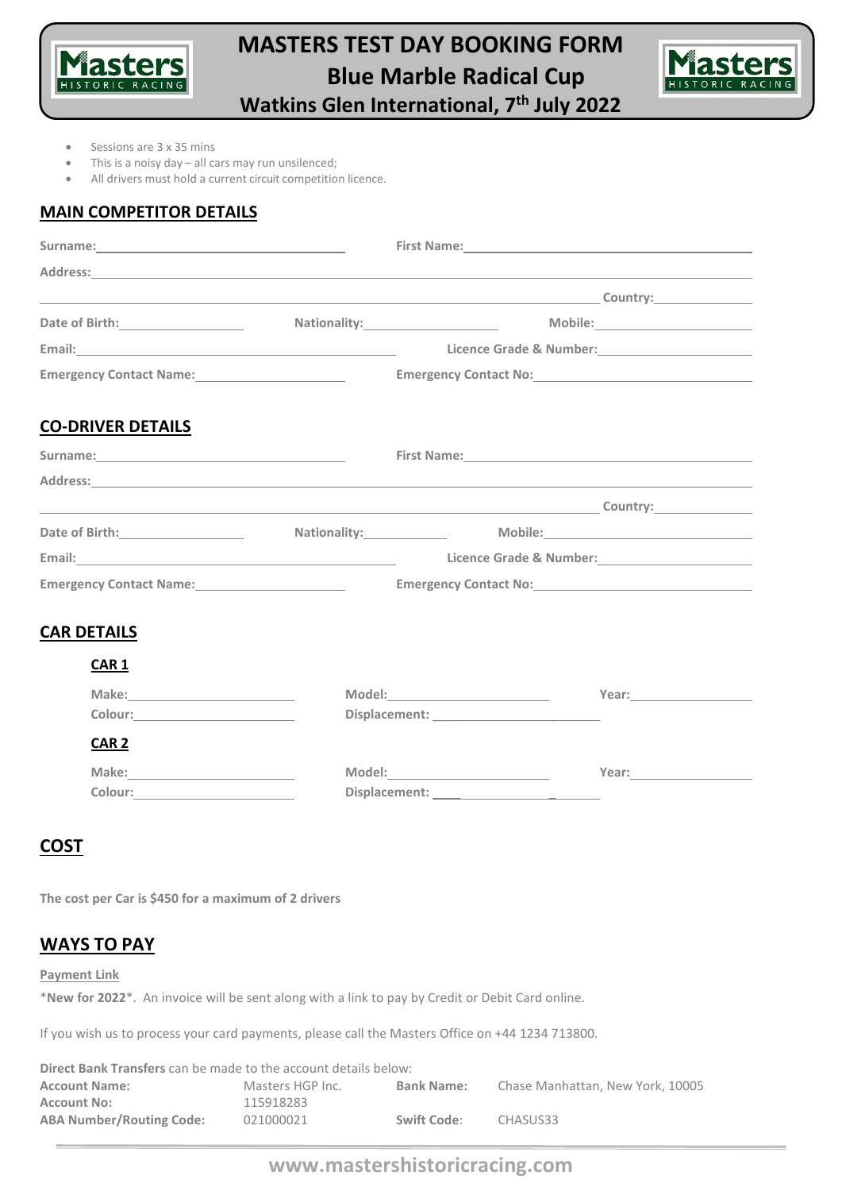# MASTERS TEST DAY BOOKING FORM

## Blue Marble Radical Cup

## Watkins Glen International, 7th July 2022

- Sessions are 3 x 35 mins
- This is a noisy day – all cars may run unsilenced;
- All drivers must hold a current circuit competition licence.

## MAIN COMPETITOR DETAILS

**Surname:** ____________________ **First Name:** ____________________

**Address:** ____________________________________________________________

____________________________________________________________ **Country:** __________

**Date of Birth:** __________ **Nationality:** __________ **Mobile:** __________

**Email:** ____________________ **Licence Grade & Number:** ____________________

**Emergency Contact Name:** ____________________ **Emergency Contact No:** ____________________

## CO-DRIVER DETAILS

**Surname:** ____________________ **First Name:** ____________________

**Address:** ____________________________________________________________

____________________________________________________________ **Country:** __________

**Date of Birth:** __________ **Nationality:** __________ **Mobile:** __________

**Email:** ____________________ **Licence Grade & Number:** ____________________

**Emergency Contact Name:** ____________________ **Emergency Contact No:** ____________________

## CAR DETAILS

### CAR 1

**Make:** __________ **Model:** __________ **Year:** __________

**Colour:** __________ **Displacement:** __________

### CAR 2

**Make:** __________ **Model:** __________ **Year:** __________

**Colour:** __________ **Displacement:** __________

## COST

**The cost per Car is $450 for a maximum of 2 drivers**

## WAYS TO PAY

**Payment Link**

\***New for 2022**\*. An invoice will be sent along with a link to pay by Credit or Debit Card online.

If you wish us to process your card payments, please call the Masters Office on +44 1234 713800.

**Direct Bank Transfers** can be made to the account details below:

| | | | |
|---|---|---|---|
| **Account Name:** | Masters HGP Inc. | **Bank Name:** | Chase Manhattan, New York, 10005 |
| **Account No:** | 115918283 | | |
| **ABA Number/Routing Code:** | 021000021 | **Swift Code:** | CHASUS33 |

**www.mastershistoricracing.com**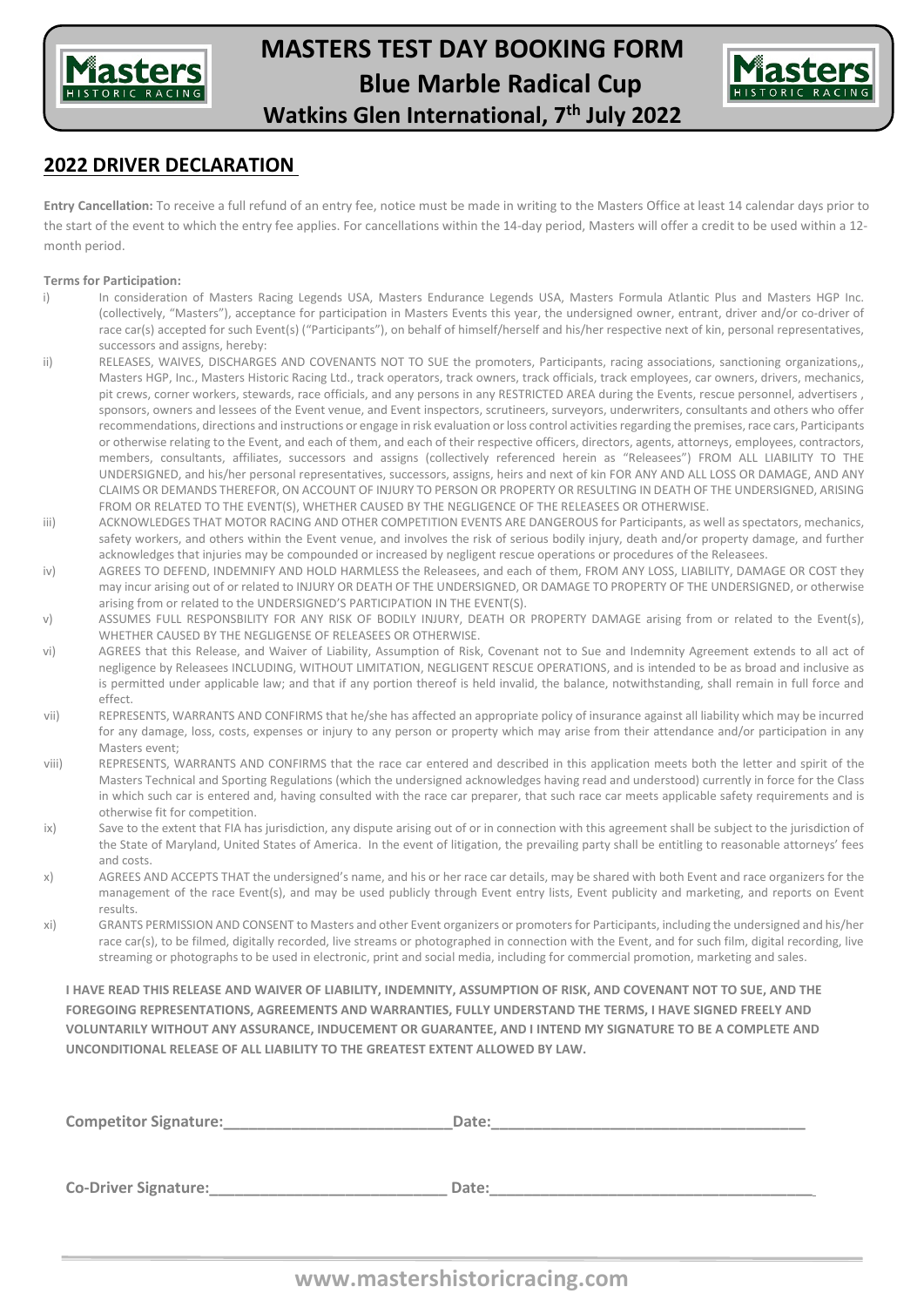# MASTERS TEST DAY BOOKING FORM

## Blue Marble Radical Cup

## Watkins Glen International, 7th July 2022

## 2022 DRIVER DECLARATION

**Entry Cancellation:** To receive a full refund of an entry fee, notice must be made in writing to the Masters Office at least 14 calendar days prior to the start of the event to which the entry fee applies. For cancellations within the 14-day period, Masters will offer a credit to be used within a 12-month period.

**Terms for Participation:**

i) In consideration of Masters Racing Legends USA, Masters Endurance Legends USA, Masters Formula Atlantic Plus and Masters HGP Inc. (collectively, "Masters"), acceptance for participation in Masters Events this year, the undersigned owner, entrant, driver and/or co-driver of race car(s) accepted for such Event(s) ("Participants"), on behalf of himself/herself and his/her respective next of kin, personal representatives, successors and assigns, hereby:

ii) RELEASES, WAIVES, DISCHARGES AND COVENANTS NOT TO SUE the promoters, Participants, racing associations, sanctioning organizations,, Masters HGP, Inc., Masters Historic Racing Ltd., track operators, track owners, track officials, track employees, car owners, drivers, mechanics, pit crews, corner workers, stewards, race officials, and any persons in any RESTRICTED AREA during the Events, rescue personnel, advertisers , sponsors, owners and lessees of the Event venue, and Event inspectors, scrutineers, surveyors, underwriters, consultants and others who offer recommendations, directions and instructions or engage in risk evaluation or loss control activities regarding the premises, race cars, Participants or otherwise relating to the Event, and each of them, and each of their respective officers, directors, agents, attorneys, employees, contractors, members, consultants, affiliates, successors and assigns (collectively referenced herein as "Releasees") FROM ALL LIABILITY TO THE UNDERSIGNED, and his/her personal representatives, successors, assigns, heirs and next of kin FOR ANY AND ALL LOSS OR DAMAGE, AND ANY CLAIMS OR DEMANDS THEREFOR, ON ACCOUNT OF INJURY TO PERSON OR PROPERTY OR RESULTING IN DEATH OF THE UNDERSIGNED, ARISING FROM OR RELATED TO THE EVENT(S), WHETHER CAUSED BY THE NEGLIGENCE OF THE RELEASEES OR OTHERWISE.

iii) ACKNOWLEDGES THAT MOTOR RACING AND OTHER COMPETITION EVENTS ARE DANGEROUS for Participants, as well as spectators, mechanics, safety workers, and others within the Event venue, and involves the risk of serious bodily injury, death and/or property damage, and further acknowledges that injuries may be compounded or increased by negligent rescue operations or procedures of the Releasees.

iv) AGREES TO DEFEND, INDEMNIFY AND HOLD HARMLESS the Releasees, and each of them, FROM ANY LOSS, LIABILITY, DAMAGE OR COST they may incur arising out of or related to INJURY OR DEATH OF THE UNDERSIGNED, OR DAMAGE TO PROPERTY OF THE UNDERSIGNED, or otherwise arising from or related to the UNDERSIGNED'S PARTICIPATION IN THE EVENT(S).

v) ASSUMES FULL RESPONSBILITY FOR ANY RISK OF BODILY INJURY, DEATH OR PROPERTY DAMAGE arising from or related to the Event(s), WHETHER CAUSED BY THE NEGLIGENSE OF RELEASEES OR OTHERWISE.

vi) AGREES that this Release, and Waiver of Liability, Assumption of Risk, Covenant not to Sue and Indemnity Agreement extends to all act of negligence by Releasees INCLUDING, WITHOUT LIMITATION, NEGLIGENT RESCUE OPERATIONS, and is intended to be as broad and inclusive as is permitted under applicable law; and that if any portion thereof is held invalid, the balance, notwithstanding, shall remain in full force and effect.

vii) REPRESENTS, WARRANTS AND CONFIRMS that he/she has affected an appropriate policy of insurance against all liability which may be incurred for any damage, loss, costs, expenses or injury to any person or property which may arise from their attendance and/or participation in any Masters event;

viii) REPRESENTS, WARRANTS AND CONFIRMS that the race car entered and described in this application meets both the letter and spirit of the Masters Technical and Sporting Regulations (which the undersigned acknowledges having read and understood) currently in force for the Class in which such car is entered and, having consulted with the race car preparer, that such race car meets applicable safety requirements and is otherwise fit for competition.

ix) Save to the extent that FIA has jurisdiction, any dispute arising out of or in connection with this agreement shall be subject to the jurisdiction of the State of Maryland, United States of America. In the event of litigation, the prevailing party shall be entitling to reasonable attorneys' fees and costs.

x) AGREES AND ACCEPTS THAT the undersigned's name, and his or her race car details, may be shared with both Event and race organizers for the management of the race Event(s), and may be used publicly through Event entry lists, Event publicity and marketing, and reports on Event results.

xi) GRANTS PERMISSION AND CONSENT to Masters and other Event organizers or promoters for Participants, including the undersigned and his/her race car(s), to be filmed, digitally recorded, live streams or photographed in connection with the Event, and for such film, digital recording, live streaming or photographs to be used in electronic, print and social media, including for commercial promotion, marketing and sales.

**I HAVE READ THIS RELEASE AND WAIVER OF LIABILITY, INDEMNITY, ASSUMPTION OF RISK, AND COVENANT NOT TO SUE, AND THE FOREGOING REPRESENTATIONS, AGREEMENTS AND WARRANTIES, FULLY UNDERSTAND THE TERMS, I HAVE SIGNED FREELY AND VOLUNTARILY WITHOUT ANY ASSURANCE, INDUCEMENT OR GUARANTEE, AND I INTEND MY SIGNATURE TO BE A COMPLETE AND UNCONDITIONAL RELEASE OF ALL LIABILITY TO THE GREATEST EXTENT ALLOWED BY LAW.**

**Competitor Signature:**___________________________ **Date:**_____________________________________

**Co-Driver Signature:**_____________________________ **Date:**______________________________________

www.mastershistoricracing.com